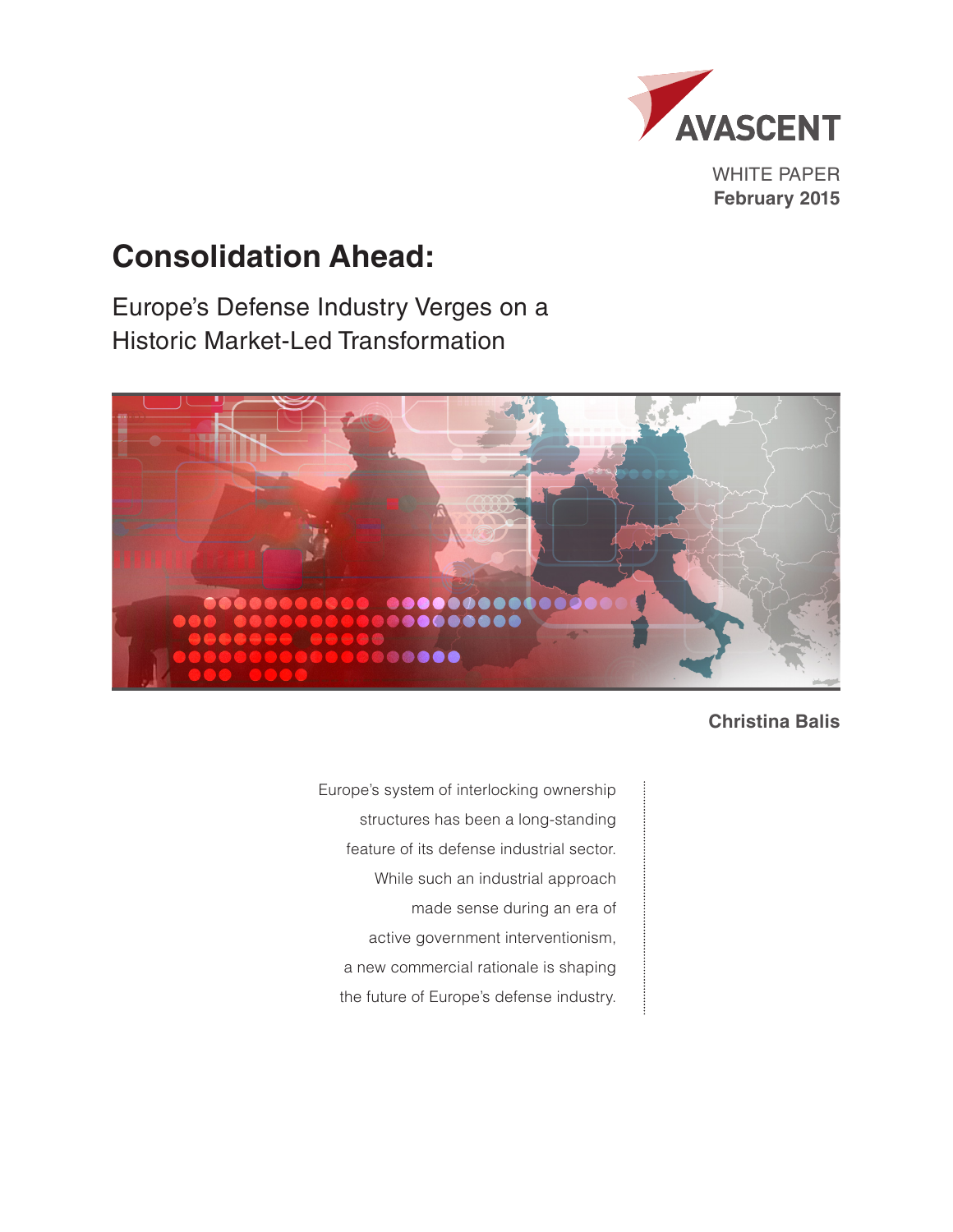AVASCENT

WHITE PAPER
**February 2015**

# Consolidation Ahead:

## Europe's Defense Industry Verges on a Historic Market-Led Transformation

**Christina Balis**

Europe's system of interlocking ownership structures has been a long-standing feature of its defense industrial sector. While such an industrial approach made sense during an era of active government interventionism, a new commercial rationale is shaping the future of Europe's defense industry.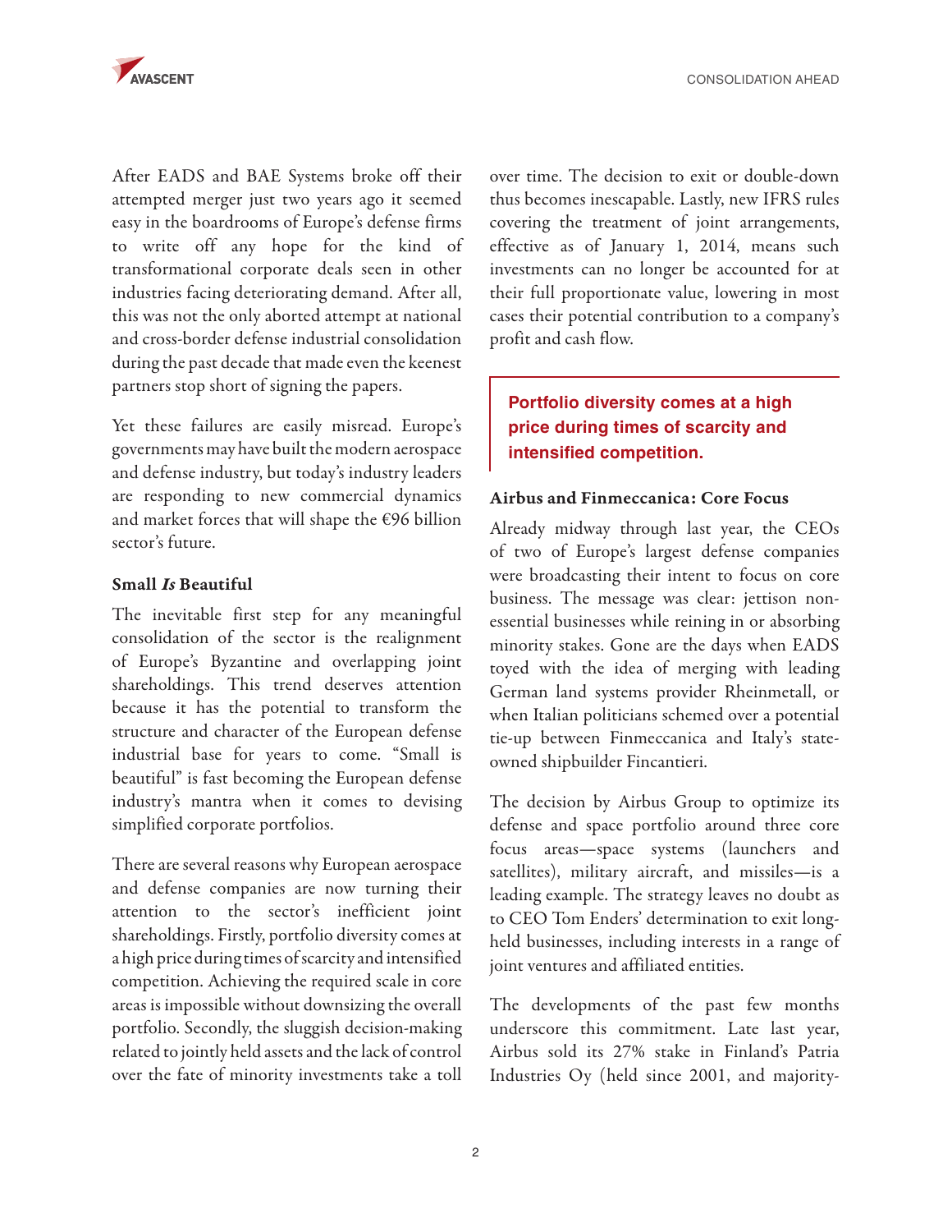After EADS and BAE Systems broke off their attempted merger just two years ago it seemed easy in the boardrooms of Europe's defense firms to write off any hope for the kind of transformational corporate deals seen in other industries facing deteriorating demand. After all, this was not the only aborted attempt at national and cross-border defense industrial consolidation during the past decade that made even the keenest partners stop short of signing the papers.

Yet these failures are easily misread. Europe's governments may have built the modern aerospace and defense industry, but today's industry leaders are responding to new commercial dynamics and market forces that will shape the €96 billion sector's future.

### Small *Is* Beautiful

The inevitable first step for any meaningful consolidation of the sector is the realignment of Europe's Byzantine and overlapping joint shareholdings. This trend deserves attention because it has the potential to transform the structure and character of the European defense industrial base for years to come. "Small is beautiful" is fast becoming the European defense industry's mantra when it comes to devising simplified corporate portfolios.

There are several reasons why European aerospace and defense companies are now turning their attention to the sector's inefficient joint shareholdings. Firstly, portfolio diversity comes at a high price during times of scarcity and intensified competition. Achieving the required scale in core areas is impossible without downsizing the overall portfolio. Secondly, the sluggish decision-making related to jointly held assets and the lack of control over the fate of minority investments take a toll over time. The decision to exit or double-down thus becomes inescapable. Lastly, new IFRS rules covering the treatment of joint arrangements, effective as of January 1, 2014, means such investments can no longer be accounted for at their full proportionate value, lowering in most cases their potential contribution to a company's profit and cash flow.

> **Portfolio diversity comes at a high price during times of scarcity and intensified competition.**

### Airbus and Finmeccanica: Core Focus

Already midway through last year, the CEOs of two of Europe's largest defense companies were broadcasting their intent to focus on core business. The message was clear: jettison non-essential businesses while reining in or absorbing minority stakes. Gone are the days when EADS toyed with the idea of merging with leading German land systems provider Rheinmetall, or when Italian politicians schemed over a potential tie-up between Finmeccanica and Italy's state-owned shipbuilder Fincantieri.

The decision by Airbus Group to optimize its defense and space portfolio around three core focus areas—space systems (launchers and satellites), military aircraft, and missiles—is a leading example. The strategy leaves no doubt as to CEO Tom Enders' determination to exit long-held businesses, including interests in a range of joint ventures and affiliated entities.

The developments of the past few months underscore this commitment. Late last year, Airbus sold its 27% stake in Finland's Patria Industries Oy (held since 2001, and majority-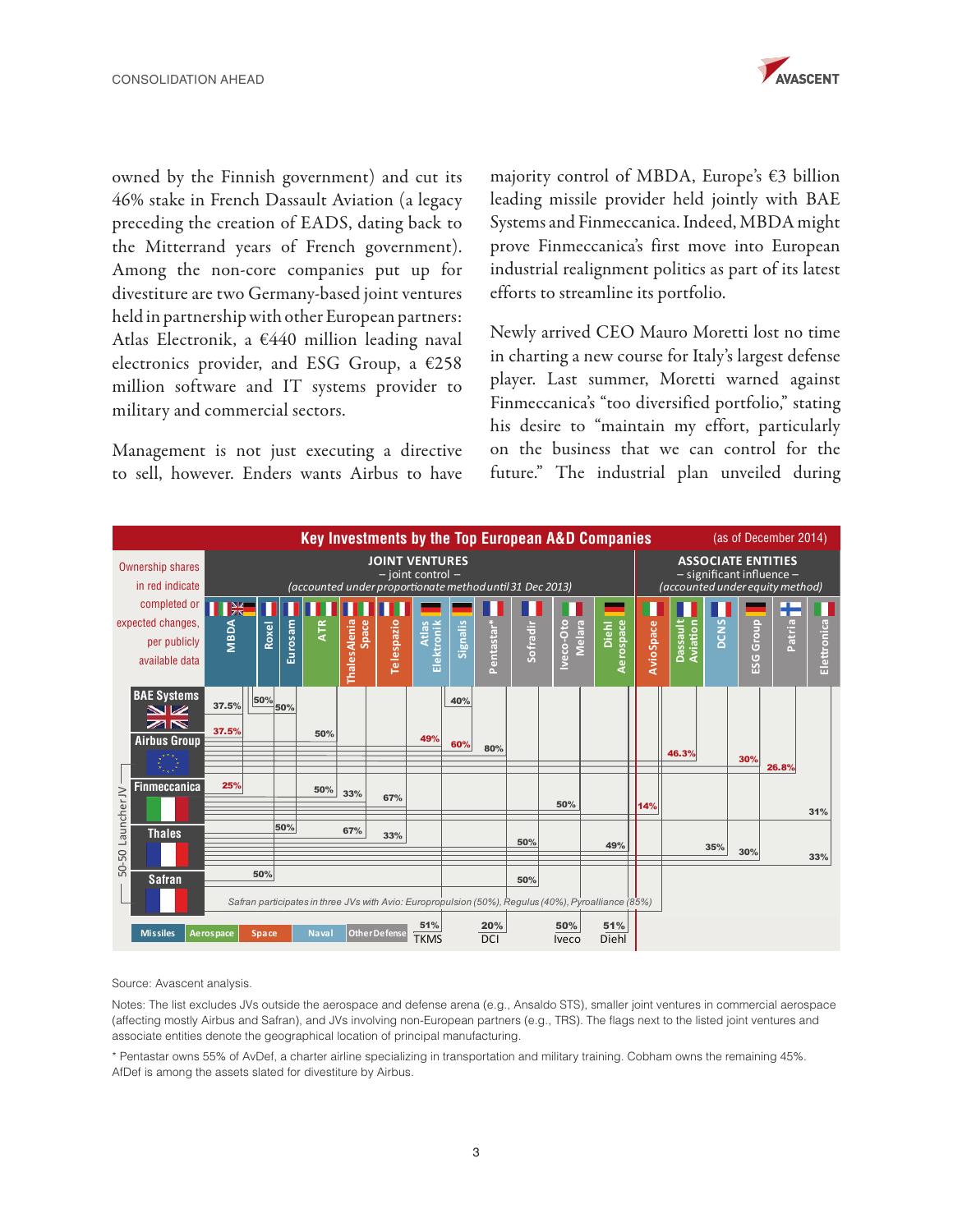owned by the Finnish government) and cut its 46% stake in French Dassault Aviation (a legacy preceding the creation of EADS, dating back to the Mitterrand years of French government). Among the non-core companies put up for divestiture are two Germany-based joint ventures held in partnership with other European partners: Atlas Electronik, a €440 million leading naval electronics provider, and ESG Group, a €258 million software and IT systems provider to military and commercial sectors.

Management is not just executing a directive to sell, however. Enders wants Airbus to have majority control of MBDA, Europe's €3 billion leading missile provider held jointly with BAE Systems and Finmeccanica. Indeed, MBDA might prove Finmeccanica's first move into European industrial realignment politics as part of its latest efforts to streamline its portfolio.

Newly arrived CEO Mauro Moretti lost no time in charting a new course for Italy's largest defense player. Last summer, Moretti warned against Finmeccanica's "too diversified portfolio," stating his desire to "maintain my effort, particularly on the business that we can control for the future." The industrial plan unveiled during

**Key Investments by the Top European A&D Companies** (as of December 2014)

Ownership shares in red indicate completed or expected changes, per publicly available data

| | JOINT VENTURES – joint control – (accounted under proportionate method until 31 Dec 2013) | | | | | | | | | | | | | ASSOCIATE ENTITIES – significant influence – (accounted under equity method) | | | | | |
|---|---|---|---|---|---|---|---|---|---|---|---|---|---|---|---|---|---|---|---|
| | MBDA | Roxel | Eurosam | ATR | Thales Alenia Space | Telespazio | Atlas Elektronik | Signalis | Pentastar* | Sofradir | Iveco-Oto Melara | Diehl Aerospace | AvioSpace | Dassault Aviation | DCNS | ESG Group | Patria | Elettronica |
| BAE Systems | 37.5% | 50% | | | | | | 40% | | | | | | | | | | |
| Airbus Group | 37.5% | | 50% | 50% | | | 49% | 60% | 80% | | | | | 46.3% | | 30% | 26.8% | |
| Finmeccanica | 25% | | | 50% | 33% | 67% | | | | | 50% | | 14% | | | | | 31% |
| Thales | | | 50% | | 67% | 33% | | | | 50% | | 49% | | | 35% | 30% | | 33% |
| Safran | | 50% | | | | | | | | 50% | | | | | | | | |
| Other JV partner | | | | | | | 51% TKMS | | 20% DCI | | 50% Iveco | 51% Diehl | | | | | | |

50-50 Launcher JV (Airbus Group – Safran)

Safran participates in three JVs with Avio: Europropulsion (50%), Regulus (40%), Pyroalliance (85%)

Legend: Missiles, Aerospace, Space, Naval, Other Defense

Source: Avascent analysis.

Notes: The list excludes JVs outside the aerospace and defense arena (e.g., Ansaldo STS), smaller joint ventures in commercial aerospace (affecting mostly Airbus and Safran), and JVs involving non-European partners (e.g., TRS). The flags next to the listed joint ventures and associate entities denote the geographical location of principal manufacturing.

\* Pentastar owns 55% of AvDef, a charter airline specializing in transportation and military training. Cobham owns the remaining 45%. AfDef is among the assets slated for divestiture by Airbus.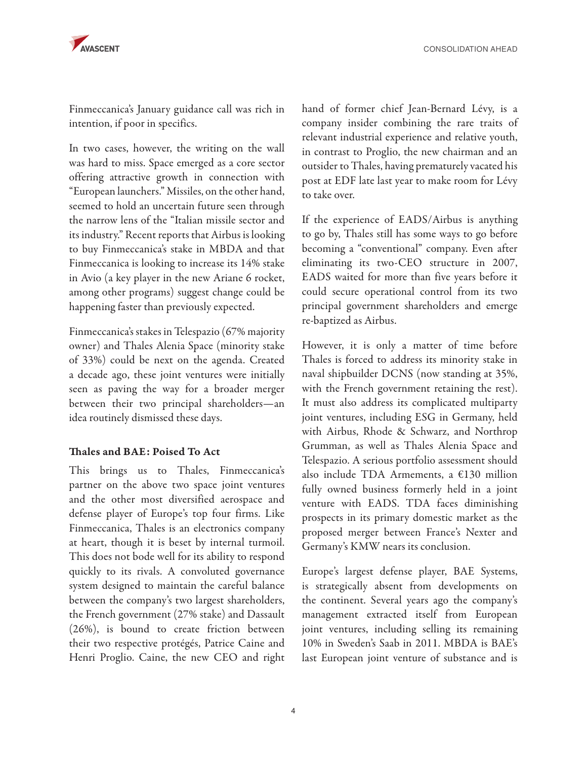Finmeccanica's January guidance call was rich in intention, if poor in specifics.

In two cases, however, the writing on the wall was hard to miss. Space emerged as a core sector offering attractive growth in connection with "European launchers." Missiles, on the other hand, seemed to hold an uncertain future seen through the narrow lens of the "Italian missile sector and its industry." Recent reports that Airbus is looking to buy Finmeccanica's stake in MBDA and that Finmeccanica is looking to increase its 14% stake in Avio (a key player in the new Ariane 6 rocket, among other programs) suggest change could be happening faster than previously expected.

Finmeccanica's stakes in Telespazio (67% majority owner) and Thales Alenia Space (minority stake of 33%) could be next on the agenda. Created a decade ago, these joint ventures were initially seen as paving the way for a broader merger between their two principal shareholders—an idea routinely dismissed these days.

### Thales and BAE: Poised To Act

This brings us to Thales, Finmeccanica's partner on the above two space joint ventures and the other most diversified aerospace and defense player of Europe's top four firms. Like Finmeccanica, Thales is an electronics company at heart, though it is beset by internal turmoil. This does not bode well for its ability to respond quickly to its rivals. A convoluted governance system designed to maintain the careful balance between the company's two largest shareholders, the French government (27% stake) and Dassault (26%), is bound to create friction between their two respective protégés, Patrice Caine and Henri Proglio. Caine, the new CEO and right hand of former chief Jean-Bernard Lévy, is a company insider combining the rare traits of relevant industrial experience and relative youth, in contrast to Proglio, the new chairman and an outsider to Thales, having prematurely vacated his post at EDF late last year to make room for Lévy to take over.

If the experience of EADS/Airbus is anything to go by, Thales still has some ways to go before becoming a "conventional" company. Even after eliminating its two-CEO structure in 2007, EADS waited for more than five years before it could secure operational control from its two principal government shareholders and emerge re-baptized as Airbus.

However, it is only a matter of time before Thales is forced to address its minority stake in naval shipbuilder DCNS (now standing at 35%, with the French government retaining the rest). It must also address its complicated multiparty joint ventures, including ESG in Germany, held with Airbus, Rhode & Schwarz, and Northrop Grumman, as well as Thales Alenia Space and Telespazio. A serious portfolio assessment should also include TDA Armements, a €130 million fully owned business formerly held in a joint venture with EADS. TDA faces diminishing prospects in its primary domestic market as the proposed merger between France's Nexter and Germany's KMW nears its conclusion.

Europe's largest defense player, BAE Systems, is strategically absent from developments on the continent. Several years ago the company's management extracted itself from European joint ventures, including selling its remaining 10% in Sweden's Saab in 2011. MBDA is BAE's last European joint venture of substance and is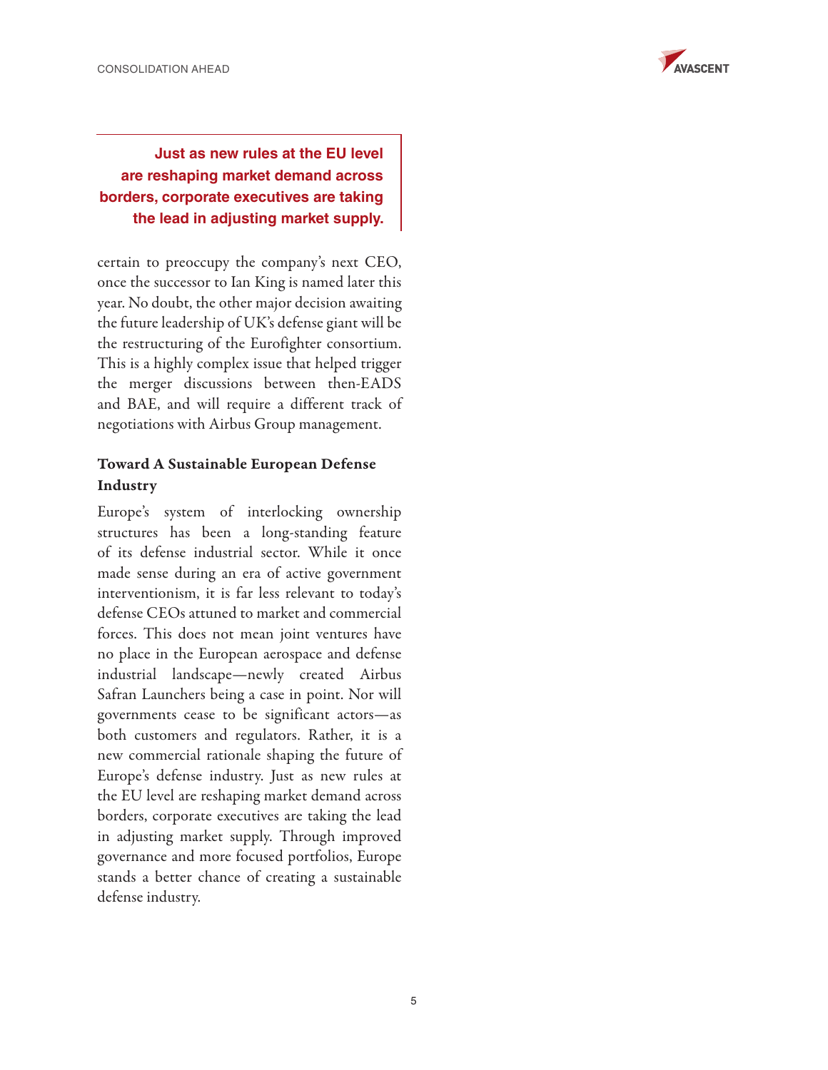**Just as new rules at the EU level are reshaping market demand across borders, corporate executives are taking the lead in adjusting market supply.**

certain to preoccupy the company's next CEO, once the successor to Ian King is named later this year. No doubt, the other major decision awaiting the future leadership of UK's defense giant will be the restructuring of the Eurofighter consortium. This is a highly complex issue that helped trigger the merger discussions between then-EADS and BAE, and will require a different track of negotiations with Airbus Group management.

## Toward A Sustainable European Defense Industry

Europe's system of interlocking ownership structures has been a long-standing feature of its defense industrial sector. While it once made sense during an era of active government interventionism, it is far less relevant to today's defense CEOs attuned to market and commercial forces. This does not mean joint ventures have no place in the European aerospace and defense industrial landscape—newly created Airbus Safran Launchers being a case in point. Nor will governments cease to be significant actors—as both customers and regulators. Rather, it is a new commercial rationale shaping the future of Europe's defense industry. Just as new rules at the EU level are reshaping market demand across borders, corporate executives are taking the lead in adjusting market supply. Through improved governance and more focused portfolios, Europe stands a better chance of creating a sustainable defense industry.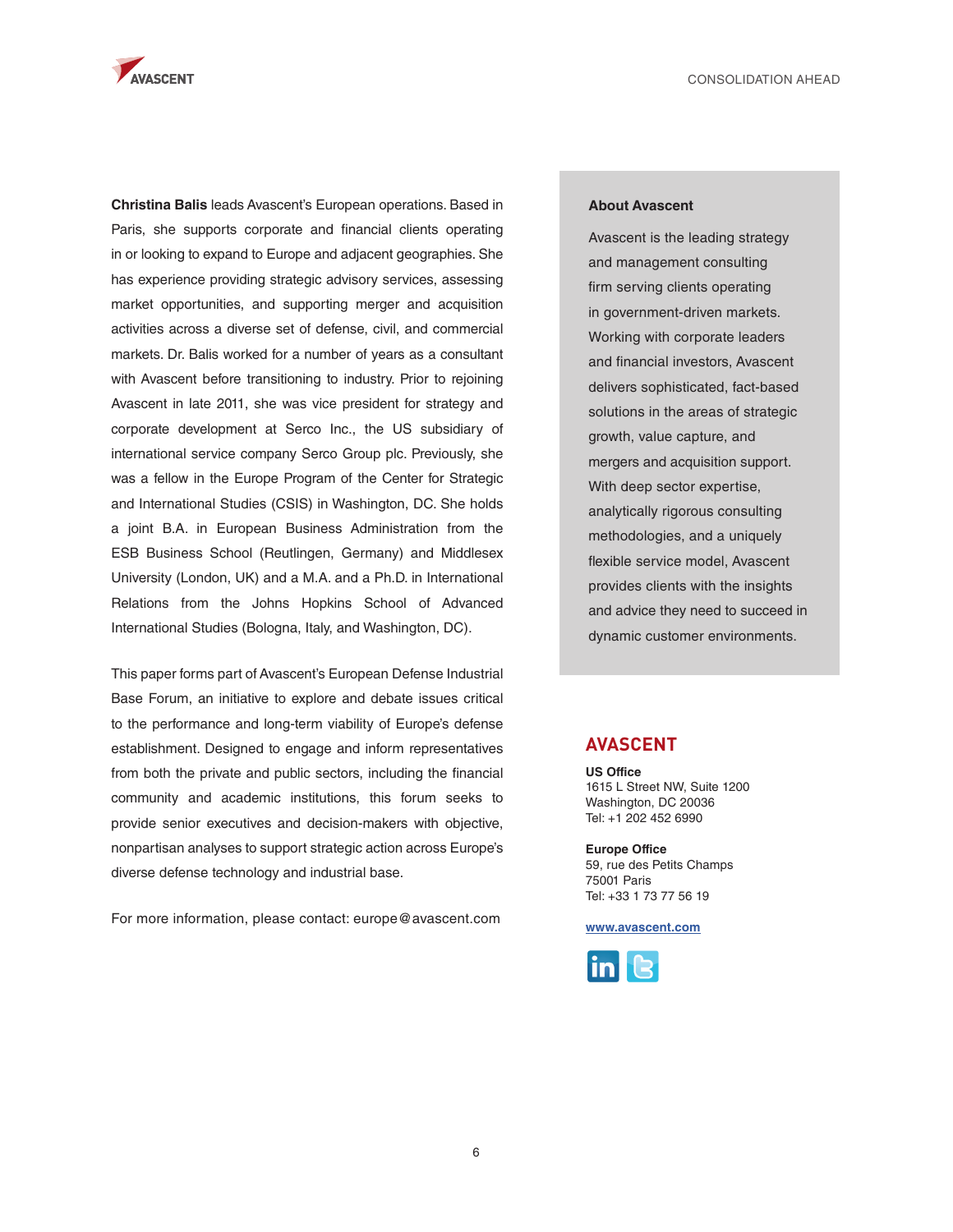**Christina Balis** leads Avascent's European operations. Based in Paris, she supports corporate and financial clients operating in or looking to expand to Europe and adjacent geographies. She has experience providing strategic advisory services, assessing market opportunities, and supporting merger and acquisition activities across a diverse set of defense, civil, and commercial markets. Dr. Balis worked for a number of years as a consultant with Avascent before transitioning to industry. Prior to rejoining Avascent in late 2011, she was vice president for strategy and corporate development at Serco Inc., the US subsidiary of international service company Serco Group plc. Previously, she was a fellow in the Europe Program of the Center for Strategic and International Studies (CSIS) in Washington, DC. She holds a joint B.A. in European Business Administration from the ESB Business School (Reutlingen, Germany) and Middlesex University (London, UK) and a M.A. and a Ph.D. in International Relations from the Johns Hopkins School of Advanced International Studies (Bologna, Italy, and Washington, DC).

This paper forms part of Avascent's European Defense Industrial Base Forum, an initiative to explore and debate issues critical to the performance and long-term viability of Europe's defense establishment. Designed to engage and inform representatives from both the private and public sectors, including the financial community and academic institutions, this forum seeks to provide senior executives and decision-makers with objective, nonpartisan analyses to support strategic action across Europe's diverse defense technology and industrial base.

For more information, please contact: europe@avascent.com

**About Avascent**

Avascent is the leading strategy and management consulting firm serving clients operating in government-driven markets. Working with corporate leaders and financial investors, Avascent delivers sophisticated, fact-based solutions in the areas of strategic growth, value capture, and mergers and acquisition support. With deep sector expertise, analytically rigorous consulting methodologies, and a uniquely flexible service model, Avascent provides clients with the insights and advice they need to succeed in dynamic customer environments.

**AVASCENT**

**US Office**
1615 L Street NW, Suite 1200
Washington, DC 20036
Tel: +1 202 452 6990

**Europe Office**
59, rue des Petits Champs
75001 Paris
Tel: +33 1 73 77 56 19

www.avascent.com